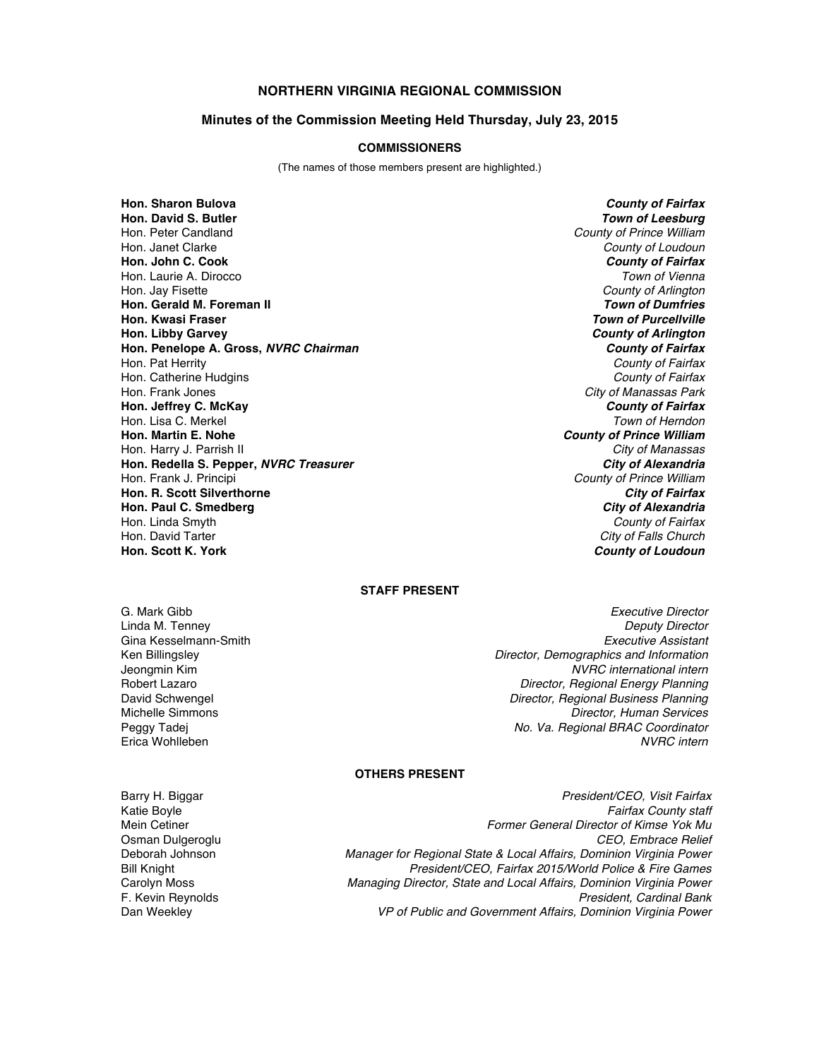# NORTHERN VIRGINIA REGIONAL COMMISSION

## Minutes of the Commission Meeting Held Thursday, July 23, 2015

### COMMISSIONERS

(The names of those members present are highlighted.)

**Hon. Sharon Bulova** — ***County of Fairfax***
**Hon. David S. Butler** — ***Town of Leesburg***
Hon. Peter Candland — *County of Prince William*
Hon. Janet Clarke — *County of Loudoun*
**Hon. John C. Cook** — ***County of Fairfax***
Hon. Laurie A. Dirocco — *Town of Vienna*
Hon. Jay Fisette — *County of Arlington*
**Hon. Gerald M. Foreman II** — ***Town of Dumfries***
**Hon. Kwasi Fraser** — ***Town of Purcellville***
**Hon. Libby Garvey** — ***County of Arlington***
**Hon. Penelope A. Gross, *NVRC Chairman*** — ***County of Fairfax***
Hon. Pat Herrity — *County of Fairfax*
Hon. Catherine Hudgins — *County of Fairfax*
Hon. Frank Jones — *City of Manassas Park*
**Hon. Jeffrey C. McKay** — ***County of Fairfax***
Hon. Lisa C. Merkel — *Town of Herndon*
**Hon. Martin E. Nohe** — ***County of Prince William***
Hon. Harry J. Parrish II — *City of Manassas*
**Hon. Redella S. Pepper, *NVRC Treasurer*** — ***City of Alexandria***
Hon. Frank J. Principi — *County of Prince William*
**Hon. R. Scott Silverthorne** — ***City of Fairfax***
**Hon. Paul C. Smedberg** — ***City of Alexandria***
Hon. Linda Smyth — *County of Fairfax*
Hon. David Tarter — *City of Falls Church*
**Hon. Scott K. York** — ***County of Loudoun***

### STAFF PRESENT

G. Mark Gibb — *Executive Director*
Linda M. Tenney — *Deputy Director*
Gina Kesselmann-Smith — *Executive Assistant*
Ken Billingsley — *Director, Demographics and Information*
Jeongmin Kim — *NVRC international intern*
Robert Lazaro — *Director, Regional Energy Planning*
David Schwengel — *Director, Regional Business Planning*
Michelle Simmons — *Director, Human Services*
Peggy Tadej — *No. Va. Regional BRAC Coordinator*
Erica Wohlleben — *NVRC intern*

### OTHERS PRESENT

Barry H. Biggar — *President/CEO, Visit Fairfax*
Katie Boyle — *Fairfax County staff*
Mein Cetiner — *Former General Director of Kimse Yok Mu*
Osman Dulgeroglu — *CEO, Embrace Relief*
Deborah Johnson — *Manager for Regional State & Local Affairs, Dominion Virginia Power*
Bill Knight — *President/CEO, Fairfax 2015/World Police & Fire Games*
Carolyn Moss — *Managing Director, State and Local Affairs, Dominion Virginia Power*
F. Kevin Reynolds — *President, Cardinal Bank*
Dan Weekley — *VP of Public and Government Affairs, Dominion Virginia Power*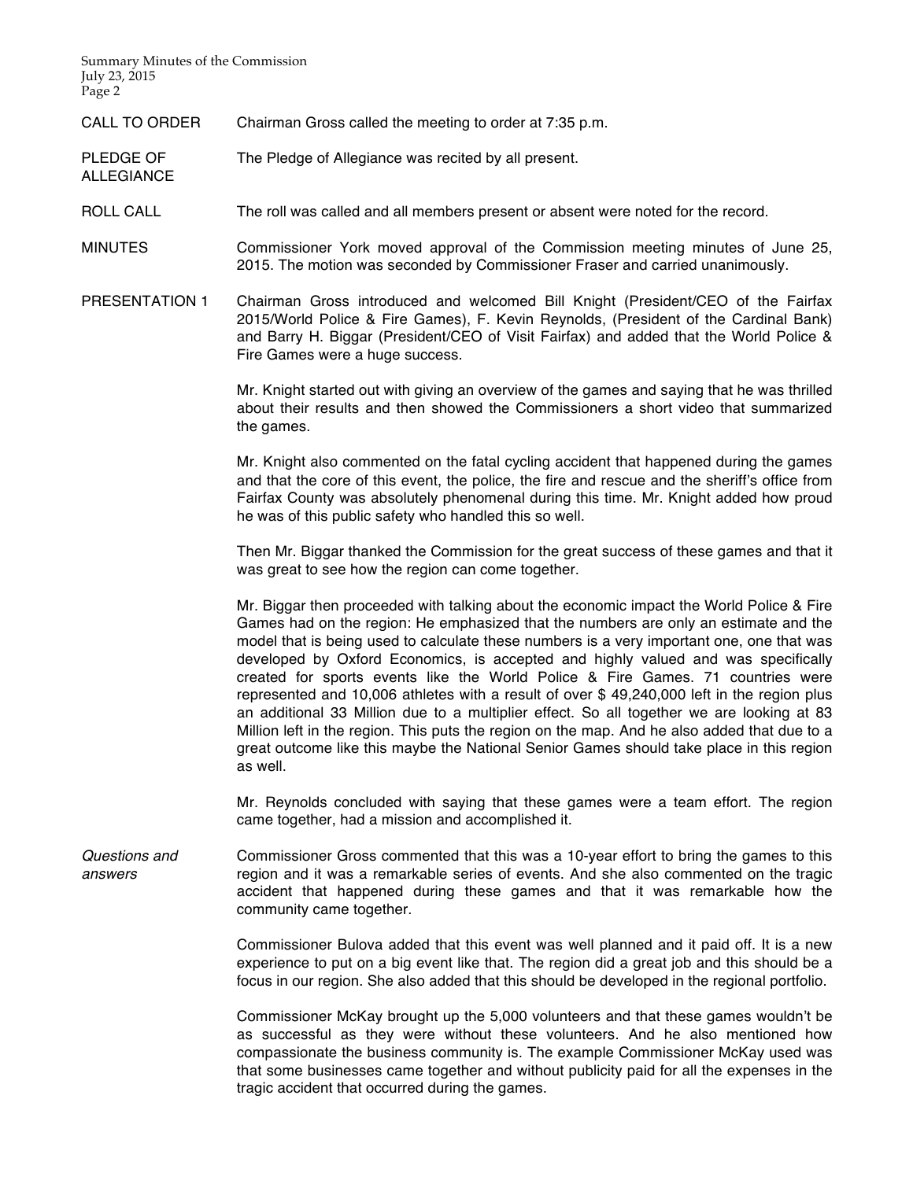CALL TO ORDER — Chairman Gross called the meeting to order at 7:35 p.m.

PLEDGE OF ALLEGIANCE — The Pledge of Allegiance was recited by all present.

ROLL CALL — The roll was called and all members present or absent were noted for the record.

MINUTES — Commissioner York moved approval of the Commission meeting minutes of June 25, 2015. The motion was seconded by Commissioner Fraser and carried unanimously.

PRESENTATION 1 — Chairman Gross introduced and welcomed Bill Knight (President/CEO of the Fairfax 2015/World Police & Fire Games), F. Kevin Reynolds, (President of the Cardinal Bank) and Barry H. Biggar (President/CEO of Visit Fairfax) and added that the World Police & Fire Games were a huge success.

Mr. Knight started out with giving an overview of the games and saying that he was thrilled about their results and then showed the Commissioners a short video that summarized the games.

Mr. Knight also commented on the fatal cycling accident that happened during the games and that the core of this event, the police, the fire and rescue and the sheriff's office from Fairfax County was absolutely phenomenal during this time. Mr. Knight added how proud he was of this public safety who handled this so well.

Then Mr. Biggar thanked the Commission for the great success of these games and that it was great to see how the region can come together.

Mr. Biggar then proceeded with talking about the economic impact the World Police & Fire Games had on the region: He emphasized that the numbers are only an estimate and the model that is being used to calculate these numbers is a very important one, one that was developed by Oxford Economics, is accepted and highly valued and was specifically created for sports events like the World Police & Fire Games. 71 countries were represented and 10,006 athletes with a result of over $ 49,240,000 left in the region plus an additional 33 Million due to a multiplier effect. So all together we are looking at 83 Million left in the region. This puts the region on the map. And he also added that due to a great outcome like this maybe the National Senior Games should take place in this region as well.

Mr. Reynolds concluded with saying that these games were a team effort. The region came together, had a mission and accomplished it.

*Questions and answers* — Commissioner Gross commented that this was a 10-year effort to bring the games to this region and it was a remarkable series of events. And she also commented on the tragic accident that happened during these games and that it was remarkable how the community came together.

Commissioner Bulova added that this event was well planned and it paid off. It is a new experience to put on a big event like that. The region did a great job and this should be a focus in our region. She also added that this should be developed in the regional portfolio.

Commissioner McKay brought up the 5,000 volunteers and that these games wouldn't be as successful as they were without these volunteers. And he also mentioned how compassionate the business community is. The example Commissioner McKay used was that some businesses came together and without publicity paid for all the expenses in the tragic accident that occurred during the games.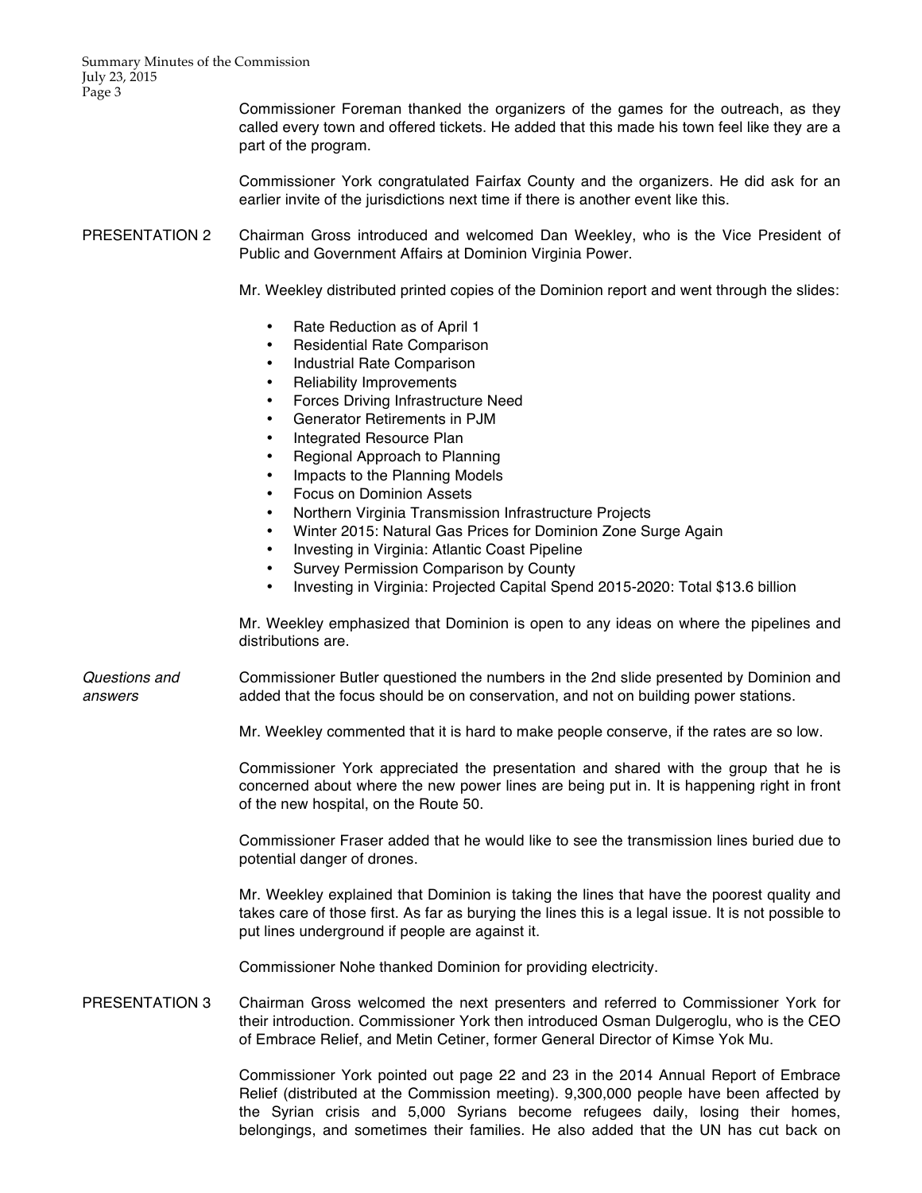Commissioner Foreman thanked the organizers of the games for the outreach, as they called every town and offered tickets. He added that this made his town feel like they are a part of the program.

Commissioner York congratulated Fairfax County and the organizers. He did ask for an earlier invite of the jurisdictions next time if there is another event like this.

**PRESENTATION 2**

Chairman Gross introduced and welcomed Dan Weekley, who is the Vice President of Public and Government Affairs at Dominion Virginia Power.

Mr. Weekley distributed printed copies of the Dominion report and went through the slides:

- Rate Reduction as of April 1
- Residential Rate Comparison
- Industrial Rate Comparison
- Reliability Improvements
- Forces Driving Infrastructure Need
- Generator Retirements in PJM
- Integrated Resource Plan
- Regional Approach to Planning
- Impacts to the Planning Models
- Focus on Dominion Assets
- Northern Virginia Transmission Infrastructure Projects
- Winter 2015: Natural Gas Prices for Dominion Zone Surge Again
- Investing in Virginia: Atlantic Coast Pipeline
- Survey Permission Comparison by County
- Investing in Virginia: Projected Capital Spend 2015-2020: Total $13.6 billion

Mr. Weekley emphasized that Dominion is open to any ideas on where the pipelines and distributions are.

*Questions and answers*

Commissioner Butler questioned the numbers in the 2nd slide presented by Dominion and added that the focus should be on conservation, and not on building power stations.

Mr. Weekley commented that it is hard to make people conserve, if the rates are so low.

Commissioner York appreciated the presentation and shared with the group that he is concerned about where the new power lines are being put in. It is happening right in front of the new hospital, on the Route 50.

Commissioner Fraser added that he would like to see the transmission lines buried due to potential danger of drones.

Mr. Weekley explained that Dominion is taking the lines that have the poorest quality and takes care of those first. As far as burying the lines this is a legal issue. It is not possible to put lines underground if people are against it.

Commissioner Nohe thanked Dominion for providing electricity.

**PRESENTATION 3**

Chairman Gross welcomed the next presenters and referred to Commissioner York for their introduction. Commissioner York then introduced Osman Dulgeroglu, who is the CEO of Embrace Relief, and Metin Cetiner, former General Director of Kimse Yok Mu.

Commissioner York pointed out page 22 and 23 in the 2014 Annual Report of Embrace Relief (distributed at the Commission meeting). 9,300,000 people have been affected by the Syrian crisis and 5,000 Syrians become refugees daily, losing their homes, belongings, and sometimes their families. He also added that the UN has cut back on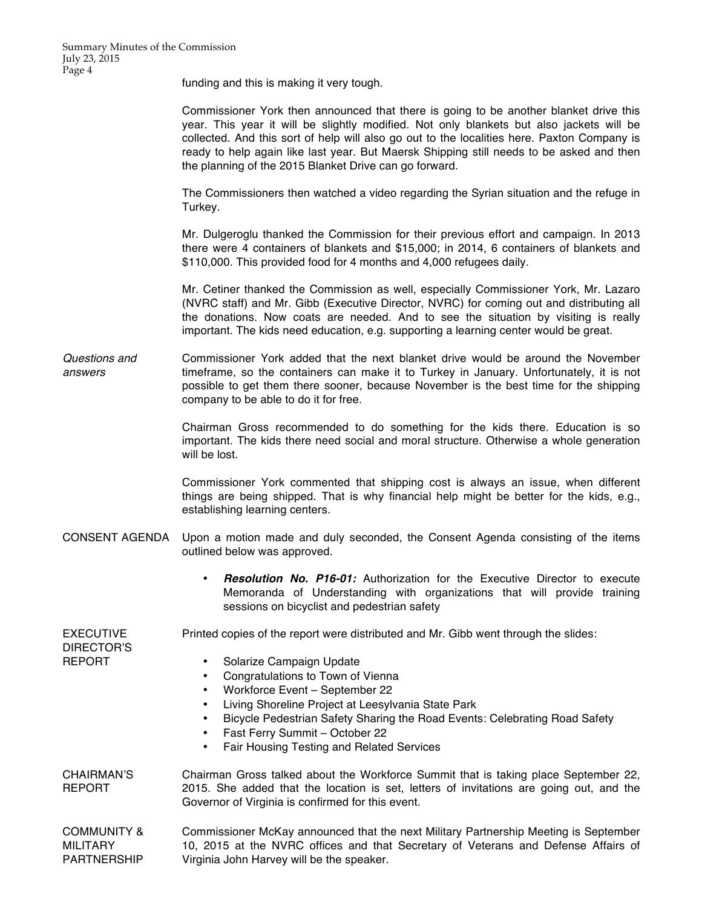funding and this is making it very tough.

Commissioner York then announced that there is going to be another blanket drive this year. This year it will be slightly modified. Not only blankets but also jackets will be collected. And this sort of help will also go out to the localities here. Paxton Company is ready to help again like last year. But Maersk Shipping still needs to be asked and then the planning of the 2015 Blanket Drive can go forward.

The Commissioners then watched a video regarding the Syrian situation and the refuge in Turkey.

Mr. Dulgeroglu thanked the Commission for their previous effort and campaign. In 2013 there were 4 containers of blankets and $15,000; in 2014, 6 containers of blankets and $110,000. This provided food for 4 months and 4,000 refugees daily.

Mr. Cetiner thanked the Commission as well, especially Commissioner York, Mr. Lazaro (NVRC staff) and Mr. Gibb (Executive Director, NVRC) for coming out and distributing all the donations. Now coats are needed. And to see the situation by visiting is really important. The kids need education, e.g. supporting a learning center would be great.

*Questions and answers*

Commissioner York added that the next blanket drive would be around the November timeframe, so the containers can make it to Turkey in January. Unfortunately, it is not possible to get them there sooner, because November is the best time for the shipping company to be able to do it for free.

Chairman Gross recommended to do something for the kids there. Education is so important. The kids there need social and moral structure. Otherwise a whole generation will be lost.

Commissioner York commented that shipping cost is always an issue, when different things are being shipped. That is why financial help might be better for the kids, e.g., establishing learning centers.

CONSENT AGENDA

Upon a motion made and duly seconded, the Consent Agenda consisting of the items outlined below was approved.

- ***Resolution No. P16-01:*** Authorization for the Executive Director to execute Memoranda of Understanding with organizations that will provide training sessions on bicyclist and pedestrian safety

EXECUTIVE DIRECTOR'S REPORT

Printed copies of the report were distributed and Mr. Gibb went through the slides:

- Solarize Campaign Update
- Congratulations to Town of Vienna
- Workforce Event – September 22
- Living Shoreline Project at Leesylvania State Park
- Bicycle Pedestrian Safety Sharing the Road Events: Celebrating Road Safety
- Fast Ferry Summit – October 22
- Fair Housing Testing and Related Services

CHAIRMAN'S REPORT

Chairman Gross talked about the Workforce Summit that is taking place September 22, 2015. She added that the location is set, letters of invitations are going out, and the Governor of Virginia is confirmed for this event.

COMMUNITY & MILITARY PARTNERSHIP

Commissioner McKay announced that the next Military Partnership Meeting is September 10, 2015 at the NVRC offices and that Secretary of Veterans and Defense Affairs of Virginia John Harvey will be the speaker.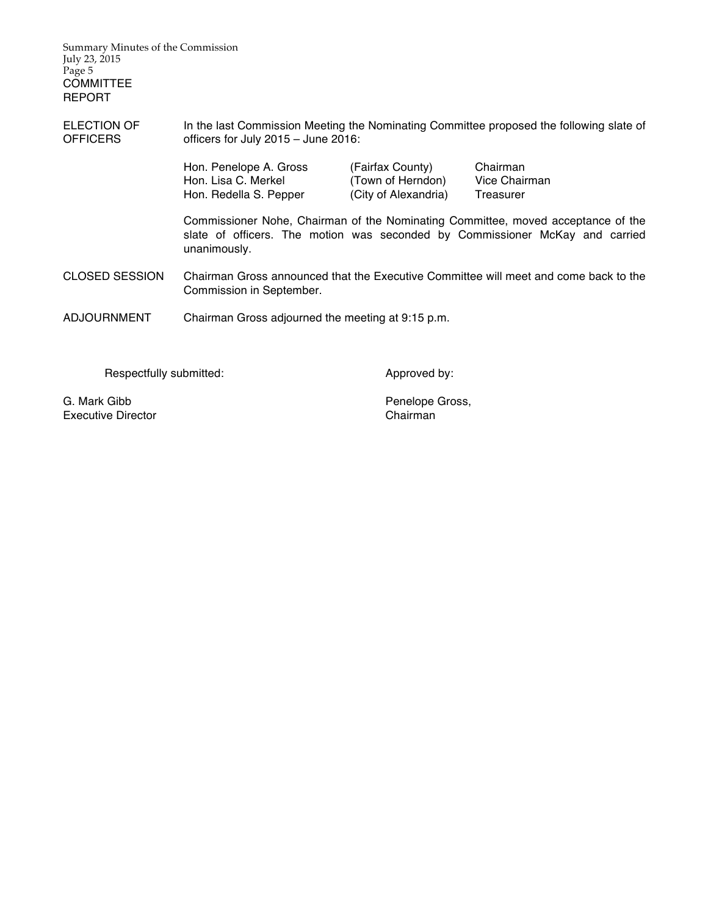COMMITTEE REPORT

**ELECTION OF OFFICERS**

In the last Commission Meeting the Nominating Committee proposed the following slate of officers for July 2015 – June 2016:

| | | |
|---|---|---|
| Hon. Penelope A. Gross | (Fairfax County) | Chairman |
| Hon. Lisa C. Merkel | (Town of Herndon) | Vice Chairman |
| Hon. Redella S. Pepper | (City of Alexandria) | Treasurer |

Commissioner Nohe, Chairman of the Nominating Committee, moved acceptance of the slate of officers. The motion was seconded by Commissioner McKay and carried unanimously.

**CLOSED SESSION**

Chairman Gross announced that the Executive Committee will meet and come back to the Commission in September.

**ADJOURNMENT**

Chairman Gross adjourned the meeting at 9:15 p.m.

Respectfully submitted:

G. Mark Gibb
Executive Director

Approved by:

Penelope Gross,
Chairman